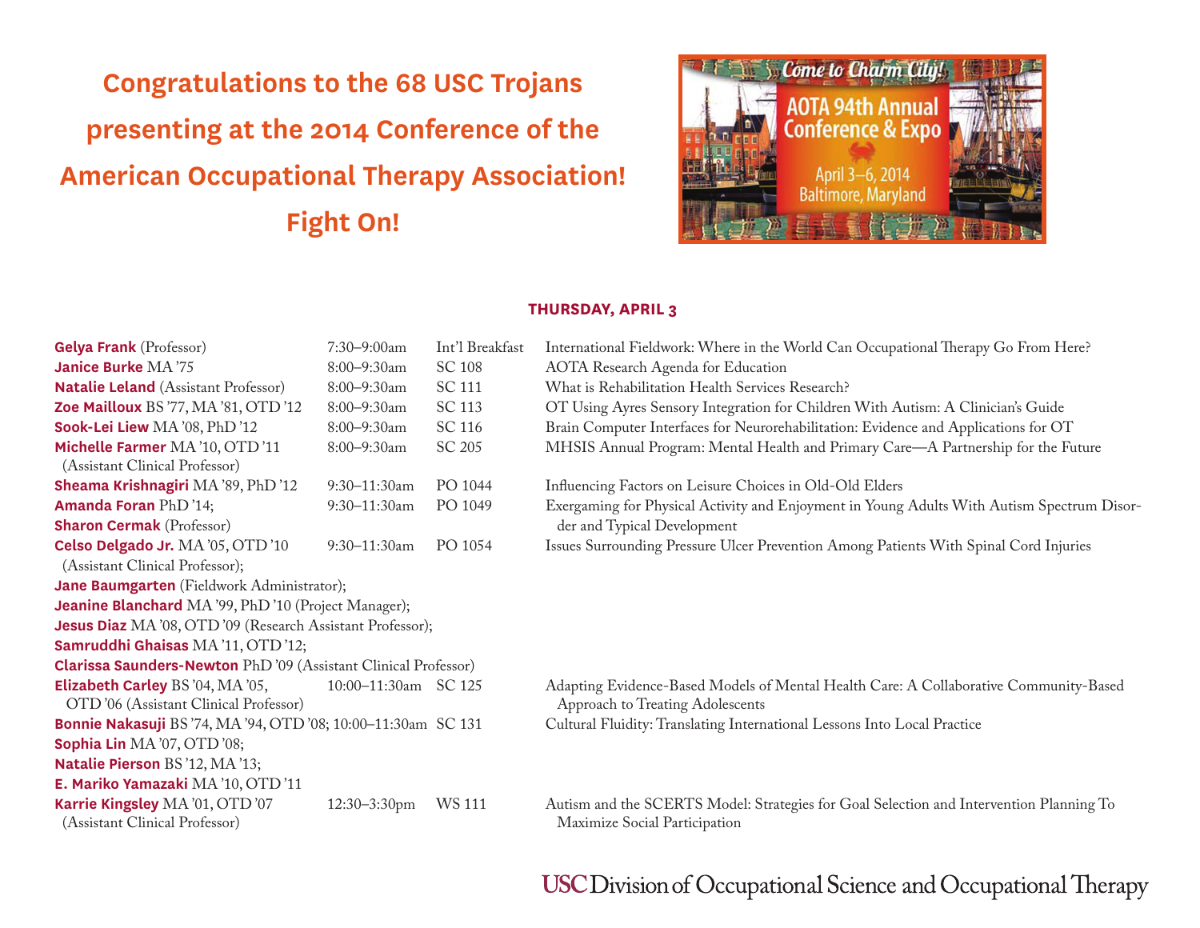# Congratulations to the 68 USC Trojans presenting at the 2014 Conference of the American Occupational Therapy Association! Fight On!

Come to Charm City!
AOTA 94th Annual Conference & Expo
April 3–6, 2014
Baltimore, Maryland

## THURSDAY, APRIL 3

| Presenter(s) | Time | Location | Title |
|---|---|---|---|
| **Gelya Frank** (Professor) | 7:30–9:00am | Int'l Breakfast | International Fieldwork: Where in the World Can Occupational Therapy Go From Here? |
| **Janice Burke** MA '75 | 8:00–9:30am | SC 108 | AOTA Research Agenda for Education |
| **Natalie Leland** (Assistant Professor) | 8:00–9:30am | SC 111 | What is Rehabilitation Health Services Research? |
| **Zoe Mailloux** BS '77, MA '81, OTD '12 | 8:00–9:30am | SC 113 | OT Using Ayres Sensory Integration for Children With Autism: A Clinician's Guide |
| **Sook-Lei Liew** MA '08, PhD '12 | 8:00–9:30am | SC 116 | Brain Computer Interfaces for Neurorehabilitation: Evidence and Applications for OT |
| **Michelle Farmer** MA '10, OTD '11 (Assistant Clinical Professor) | 8:00–9:30am | SC 205 | MHSIS Annual Program: Mental Health and Primary Care—A Partnership for the Future |
| **Sheama Krishnagiri** MA '89, PhD '12 | 9:30–11:30am | PO 1044 | Influencing Factors on Leisure Choices in Old-Old Elders |
| **Amanda Foran** PhD '14; **Sharon Cermak** (Professor) | 9:30–11:30am | PO 1049 | Exergaming for Physical Activity and Enjoyment in Young Adults With Autism Spectrum Disorder and Typical Development |
| **Celso Delgado Jr.** MA '05, OTD '10 (Assistant Clinical Professor); **Jane Baumgarten** (Fieldwork Administrator); **Jeanine Blanchard** MA '99, PhD '10 (Project Manager); **Jesus Diaz** MA '08, OTD '09 (Research Assistant Professor); **Samruddhi Ghaisas** MA '11, OTD '12; **Clarissa Saunders-Newton** PhD '09 (Assistant Clinical Professor) | 9:30–11:30am | PO 1054 | Issues Surrounding Pressure Ulcer Prevention Among Patients With Spinal Cord Injuries |
| **Elizabeth Carley** BS '04, MA '05, OTD '06 (Assistant Clinical Professor) | 10:00–11:30am | SC 125 | Adapting Evidence-Based Models of Mental Health Care: A Collaborative Community-Based Approach to Treating Adolescents |
| **Bonnie Nakasuji** BS '74, MA '94, OTD '08; **Sophia Lin** MA '07, OTD '08; **Natalie Pierson** BS '12, MA '13; **E. Mariko Yamazaki** MA '10, OTD '11 | 10:00–11:30am | SC 131 | Cultural Fluidity: Translating International Lessons Into Local Practice |
| **Karrie Kingsley** MA '01, OTD '07 (Assistant Clinical Professor) | 12:30–3:30pm | WS 111 | Autism and the SCERTS Model: Strategies for Goal Selection and Intervention Planning To Maximize Social Participation |

USC Division of Occupational Science and Occupational Therapy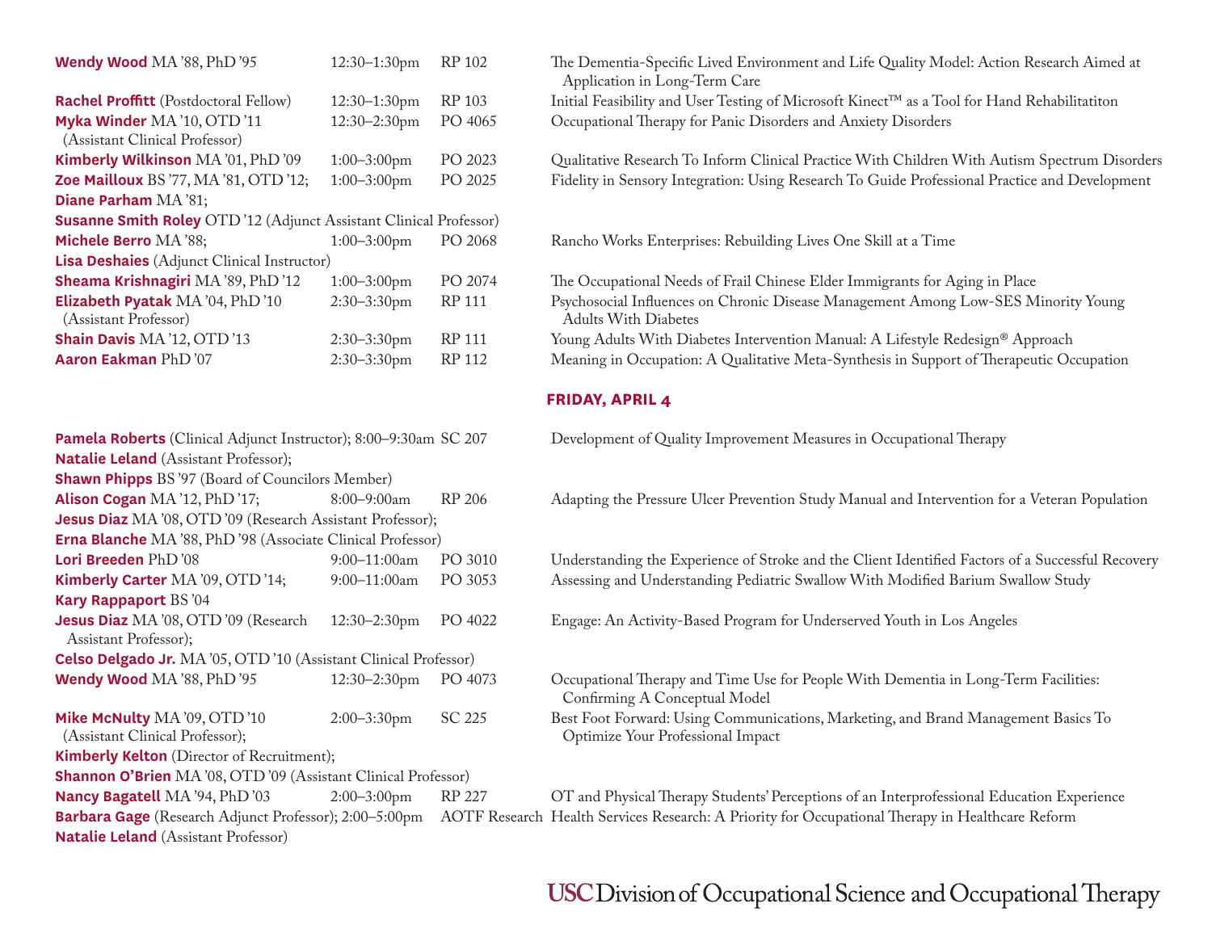| Presenter(s) | Time | Room | Title |
|---|---|---|---|
| **Wendy Wood** MA '88, PhD '95 | 12:30–1:30pm | RP 102 | The Dementia-Specific Lived Environment and Life Quality Model: Action Research Aimed at Application in Long-Term Care |
| **Rachel Proffitt** (Postdoctoral Fellow) | 12:30–1:30pm | RP 103 | Initial Feasibility and User Testing of Microsoft Kinect™ as a Tool for Hand Rehabilitatiton |
| **Myka Winder** MA '10, OTD '11 (Assistant Clinical Professor) | 12:30–2:30pm | PO 4065 | Occupational Therapy for Panic Disorders and Anxiety Disorders |
| **Kimberly Wilkinson** MA '01, PhD '09 | 1:00–3:00pm | PO 2023 | Qualitative Research To Inform Clinical Practice With Children With Autism Spectrum Disorders |
| **Zoe Mailloux** BS '77, MA '81, OTD '12; **Diane Parham** MA '81; **Susanne Smith Roley** OTD '12 (Adjunct Assistant Clinical Professor) | 1:00–3:00pm | PO 2025 | Fidelity in Sensory Integration: Using Research To Guide Professional Practice and Development |
| **Michele Berro** MA '88; **Lisa Deshaies** (Adjunct Clinical Instructor) | 1:00–3:00pm | PO 2068 | Rancho Works Enterprises: Rebuilding Lives One Skill at a Time |
| **Sheama Krishnagiri** MA '89, PhD '12 | 1:00–3:00pm | PO 2074 | The Occupational Needs of Frail Chinese Elder Immigrants for Aging in Place |
| **Elizabeth Pyatak** MA '04, PhD '10 (Assistant Professor) | 2:30–3:30pm | RP 111 | Psychosocial Influences on Chronic Disease Management Among Low-SES Minority Young Adults With Diabetes |
| **Shain Davis** MA '12, OTD '13 | 2:30–3:30pm | RP 111 | Young Adults With Diabetes Intervention Manual: A Lifestyle Redesign® Approach |
| **Aaron Eakman** PhD '07 | 2:30–3:30pm | RP 112 | Meaning in Occupation: A Qualitative Meta-Synthesis in Support of Therapeutic Occupation |

## FRIDAY, APRIL 4

| Presenter(s) | Time | Room | Title |
|---|---|---|---|
| **Pamela Roberts** (Clinical Adjunct Instructor); **Natalie Leland** (Assistant Professor); **Shawn Phipps** BS '97 (Board of Councilors Member) | 8:00–9:30am | SC 207 | Development of Quality Improvement Measures in Occupational Therapy |
| **Alison Cogan** MA '12, PhD '17; **Jesus Diaz** MA '08, OTD '09 (Research Assistant Professor); **Erna Blanche** MA '88, PhD '98 (Associate Clinical Professor) | 8:00–9:00am | RP 206 | Adapting the Pressure Ulcer Prevention Study Manual and Intervention for a Veteran Population |
| **Lori Breeden** PhD '08 | 9:00–11:00am | PO 3010 | Understanding the Experience of Stroke and the Client Identified Factors of a Successful Recovery |
| **Kimberly Carter** MA '09, OTD '14; **Kary Rappaport** BS '04 | 9:00–11:00am | PO 3053 | Assessing and Understanding Pediatric Swallow With Modified Barium Swallow Study |
| **Jesus Diaz** MA '08, OTD '09 (Research Assistant Professor); **Celso Delgado Jr.** MA '05, OTD '10 (Assistant Clinical Professor) | 12:30–2:30pm | PO 4022 | Engage: An Activity-Based Program for Underserved Youth in Los Angeles |
| **Wendy Wood** MA '88, PhD '95 | 12:30–2:30pm | PO 4073 | Occupational Therapy and Time Use for People With Dementia in Long-Term Facilities: Confirming A Conceptual Model |
| **Mike McNulty** MA '09, OTD '10 (Assistant Clinical Professor); **Kimberly Kelton** (Director of Recruitment); **Shannon O'Brien** MA '08, OTD '09 (Assistant Clinical Professor) | 2:00–3:30pm | SC 225 | Best Foot Forward: Using Communications, Marketing, and Brand Management Basics To Optimize Your Professional Impact |
| **Nancy Bagatell** MA '94, PhD '03 | 2:00–3:00pm | RP 227 | OT and Physical Therapy Students' Perceptions of an Interprofessional Education Experience |
| **Barbara Gage** (Research Adjunct Professor); **Natalie Leland** (Assistant Professor) | 2:00–5:00pm | AOTF Research | Health Services Research: A Priority for Occupational Therapy in Healthcare Reform |

USC Division of Occupational Science and Occupational Therapy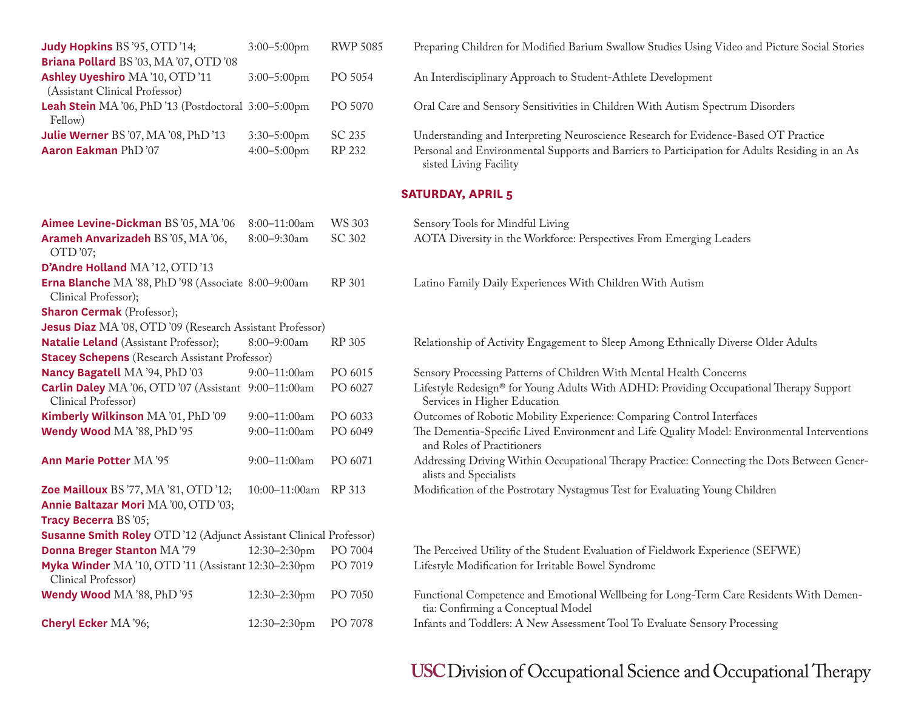| Presenter(s) | Time | Room | Title |
|---|---|---|---|
| **Judy Hopkins** BS '95, OTD '14; **Briana Pollard** BS '03, MA '07, OTD '08 | 3:00–5:00pm | RWP 5085 | Preparing Children for Modified Barium Swallow Studies Using Video and Picture Social Stories |
| **Ashley Uyeshiro** MA '10, OTD '11 (Assistant Clinical Professor) | 3:00–5:00pm | PO 5054 | An Interdisciplinary Approach to Student-Athlete Development |
| **Leah Stein** MA '06, PhD '13 (Postdoctoral Fellow) | 3:00–5:00pm | PO 5070 | Oral Care and Sensory Sensitivities in Children With Autism Spectrum Disorders |
| **Julie Werner** BS '07, MA '08, PhD '13 | 3:30–5:00pm | SC 235 | Understanding and Interpreting Neuroscience Research for Evidence-Based OT Practice |
| **Aaron Eakman** PhD '07 | 4:00–5:00pm | RP 232 | Personal and Environmental Supports and Barriers to Participation for Adults Residing in an Assisted Living Facility |

## SATURDAY, APRIL 5

| Presenter(s) | Time | Room | Title |
|---|---|---|---|
| **Aimee Levine-Dickman** BS '05, MA '06 | 8:00–11:00am | WS 303 | Sensory Tools for Mindful Living |
| **Arameh Anvarizadeh** BS '05, MA '06, OTD '07; **D'Andre Holland** MA '12, OTD '13 | 8:00–9:30am | SC 302 | AOTA Diversity in the Workforce: Perspectives From Emerging Leaders |
| **Erna Blanche** MA '88, PhD '98 (Associate Clinical Professor); **Sharon Cermak** (Professor); **Jesus Diaz** MA '08, OTD '09 (Research Assistant Professor) | 8:00–9:00am | RP 301 | Latino Family Daily Experiences With Children With Autism |
| **Natalie Leland** (Assistant Professor); **Stacey Schepens** (Research Assistant Professor) | 8:00–9:00am | RP 305 | Relationship of Activity Engagement to Sleep Among Ethnically Diverse Older Adults |
| **Nancy Bagatell** MA '94, PhD '03 | 9:00–11:00am | PO 6015 | Sensory Processing Patterns of Children With Mental Health Concerns |
| **Carlin Daley** MA '06, OTD '07 (Assistant Clinical Professor) | 9:00–11:00am | PO 6027 | Lifestyle Redesign® for Young Adults With ADHD: Providing Occupational Therapy Support Services in Higher Education |
| **Kimberly Wilkinson** MA '01, PhD '09 | 9:00–11:00am | PO 6033 | Outcomes of Robotic Mobility Experience: Comparing Control Interfaces |
| **Wendy Wood** MA '88, PhD '95 | 9:00–11:00am | PO 6049 | The Dementia-Specific Lived Environment and Life Quality Model: Environmental Interventions and Roles of Practitioners |
| **Ann Marie Potter** MA '95 | 9:00–11:00am | PO 6071 | Addressing Driving Within Occupational Therapy Practice: Connecting the Dots Between Generalists and Specialists |
| **Zoe Mailloux** BS '77, MA '81, OTD '12; **Annie Baltazar Mori** MA '00, OTD '03; **Tracy Becerra** BS '05; **Susanne Smith Roley** OTD '12 (Adjunct Assistant Clinical Professor) | 10:00–11:00am | RP 313 | Modification of the Postrotary Nystagmus Test for Evaluating Young Children |
| **Donna Breger Stanton** MA '79 | 12:30–2:30pm | PO 7004 | The Perceived Utility of the Student Evaluation of Fieldwork Experience (SEFWE) |
| **Myka Winder** MA '10, OTD '11 (Assistant Clinical Professor) | 12:30–2:30pm | PO 7019 | Lifestyle Modification for Irritable Bowel Syndrome |
| **Wendy Wood** MA '88, PhD '95 | 12:30–2:30pm | PO 7050 | Functional Competence and Emotional Wellbeing for Long-Term Care Residents With Dementia: Confirming a Conceptual Model |
| **Cheryl Ecker** MA '96; | 12:30–2:30pm | PO 7078 | Infants and Toddlers: A New Assessment Tool To Evaluate Sensory Processing |

USC Division of Occupational Science and Occupational Therapy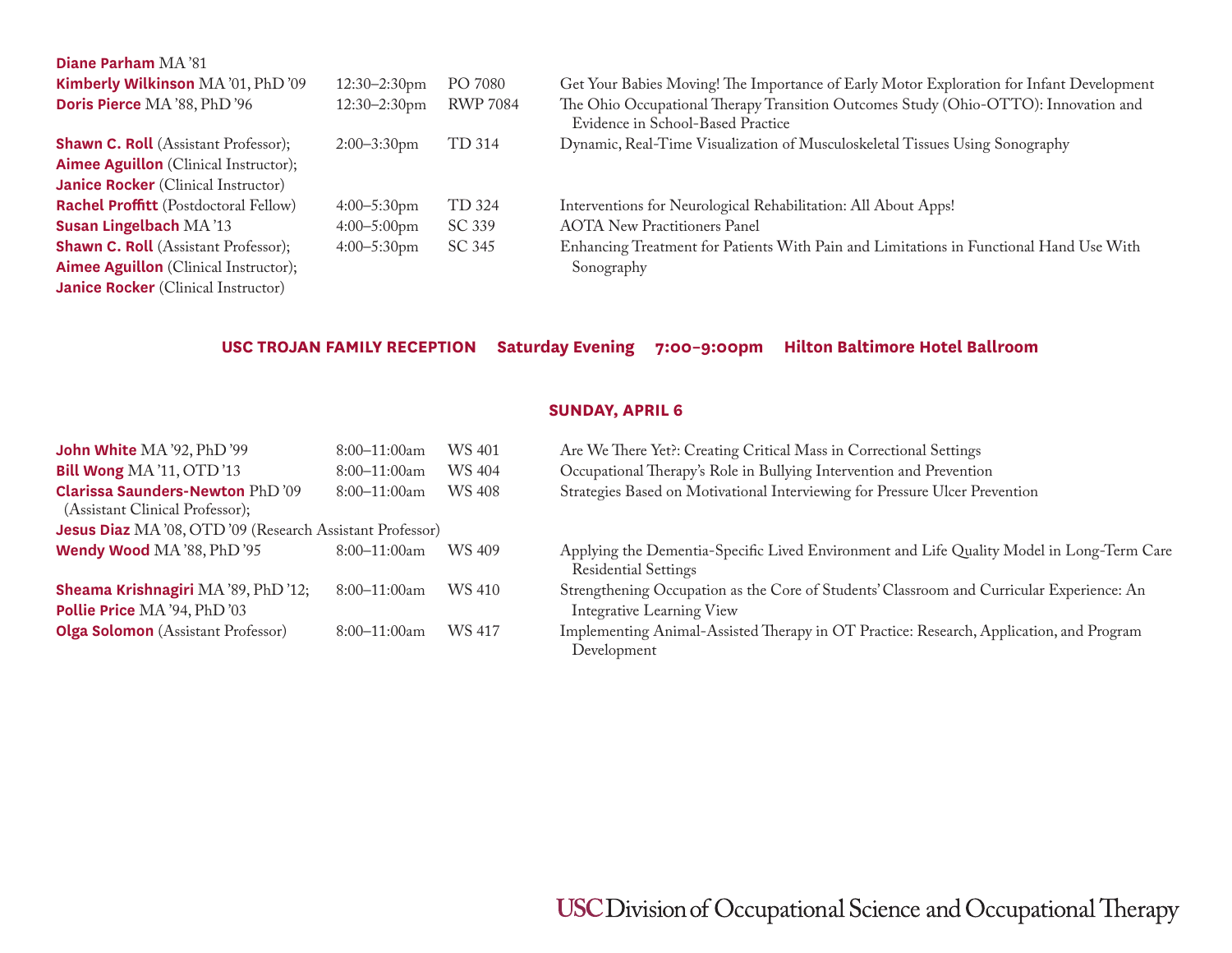| | | | |
|---|---|---|---|
| **Diane Parham** MA '81 | | | |
| **Kimberly Wilkinson** MA '01, PhD '09 | 12:30–2:30pm | PO 7080 | Get Your Babies Moving! The Importance of Early Motor Exploration for Infant Development |
| **Doris Pierce** MA '88, PhD '96 | 12:30–2:30pm | RWP 7084 | The Ohio Occupational Therapy Transition Outcomes Study (Ohio-OTTO): Innovation and Evidence in School-Based Practice |
| **Shawn C. Roll** (Assistant Professor); **Aimee Aguillon** (Clinical Instructor); **Janice Rocker** (Clinical Instructor) | 2:00–3:30pm | TD 314 | Dynamic, Real-Time Visualization of Musculoskeletal Tissues Using Sonography |
| **Rachel Proffitt** (Postdoctoral Fellow) | 4:00–5:30pm | TD 324 | Interventions for Neurological Rehabilitation: All About Apps! |
| **Susan Lingelbach** MA '13 | 4:00–5:00pm | SC 339 | AOTA New Practitioners Panel |
| **Shawn C. Roll** (Assistant Professor); **Aimee Aguillon** (Clinical Instructor); **Janice Rocker** (Clinical Instructor) | 4:00–5:30pm | SC 345 | Enhancing Treatment for Patients With Pain and Limitations in Functional Hand Use With Sonography |

**USC TROJAN FAMILY RECEPTION     Saturday Evening     7:00–9:00pm     Hilton Baltimore Hotel Ballroom**

## SUNDAY, APRIL 6

| | | | |
|---|---|---|---|
| **John White** MA '92, PhD '99 | 8:00–11:00am | WS 401 | Are We There Yet?: Creating Critical Mass in Correctional Settings |
| **Bill Wong** MA '11, OTD '13 | 8:00–11:00am | WS 404 | Occupational Therapy's Role in Bullying Intervention and Prevention |
| **Clarissa Saunders-Newton** PhD '09 (Assistant Clinical Professor); **Jesus Diaz** MA '08, OTD '09 (Research Assistant Professor) | 8:00–11:00am | WS 408 | Strategies Based on Motivational Interviewing for Pressure Ulcer Prevention |
| **Wendy Wood** MA '88, PhD '95 | 8:00–11:00am | WS 409 | Applying the Dementia-Specific Lived Environment and Life Quality Model in Long-Term Care Residential Settings |
| **Sheama Krishnagiri** MA '89, PhD '12; **Pollie Price** MA '94, PhD '03 | 8:00–11:00am | WS 410 | Strengthening Occupation as the Core of Students' Classroom and Curricular Experience: An Integrative Learning View |
| **Olga Solomon** (Assistant Professor) | 8:00–11:00am | WS 417 | Implementing Animal-Assisted Therapy in OT Practice: Research, Application, and Program Development |

USC Division of Occupational Science and Occupational Therapy